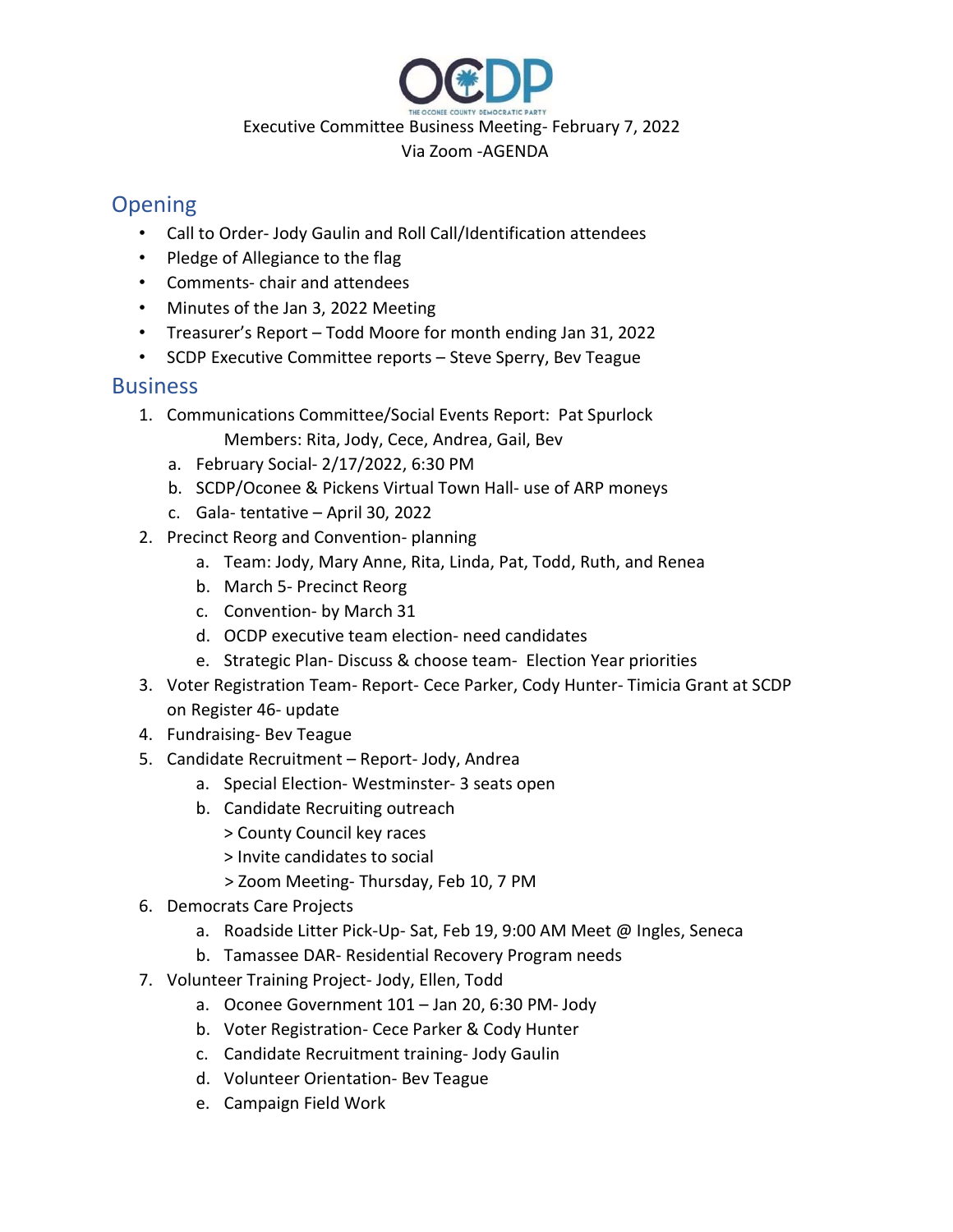# OCDP

THE OCONEE COUNTY DEMOCRATIC PARTY

Executive Committee Business Meeting- February 7, 2022
Via Zoom -AGENDA

## Opening

- Call to Order- Jody Gaulin and Roll Call/Identification attendees
- Pledge of Allegiance to the flag
- Comments- chair and attendees
- Minutes of the Jan 3, 2022 Meeting
- Treasurer's Report – Todd Moore for month ending Jan 31, 2022
- SCDP Executive Committee reports – Steve Sperry, Bev Teague

## Business

1. Communications Committee/Social Events Report: Pat Spurlock
   Members: Rita, Jody, Cece, Andrea, Gail, Bev
   a. February Social- 2/17/2022, 6:30 PM
   b. SCDP/Oconee & Pickens Virtual Town Hall- use of ARP moneys
   c. Gala- tentative – April 30, 2022
2. Precinct Reorg and Convention- planning
   a. Team: Jody, Mary Anne, Rita, Linda, Pat, Todd, Ruth, and Renea
   b. March 5- Precinct Reorg
   c. Convention- by March 31
   d. OCDP executive team election- need candidates
   e. Strategic Plan- Discuss & choose team- Election Year priorities
3. Voter Registration Team- Report- Cece Parker, Cody Hunter- Timicia Grant at SCDP on Register 46- update
4. Fundraising- Bev Teague
5. Candidate Recruitment – Report- Jody, Andrea
   a. Special Election- Westminster- 3 seats open
   b. Candidate Recruiting outreach
      > County Council key races
      > Invite candidates to social
      > Zoom Meeting- Thursday, Feb 10, 7 PM
6. Democrats Care Projects
   a. Roadside Litter Pick-Up- Sat, Feb 19, 9:00 AM Meet @ Ingles, Seneca
   b. Tamassee DAR- Residential Recovery Program needs
7. Volunteer Training Project- Jody, Ellen, Todd
   a. Oconee Government 101 – Jan 20, 6:30 PM- Jody
   b. Voter Registration- Cece Parker & Cody Hunter
   c. Candidate Recruitment training- Jody Gaulin
   d. Volunteer Orientation- Bev Teague
   e. Campaign Field Work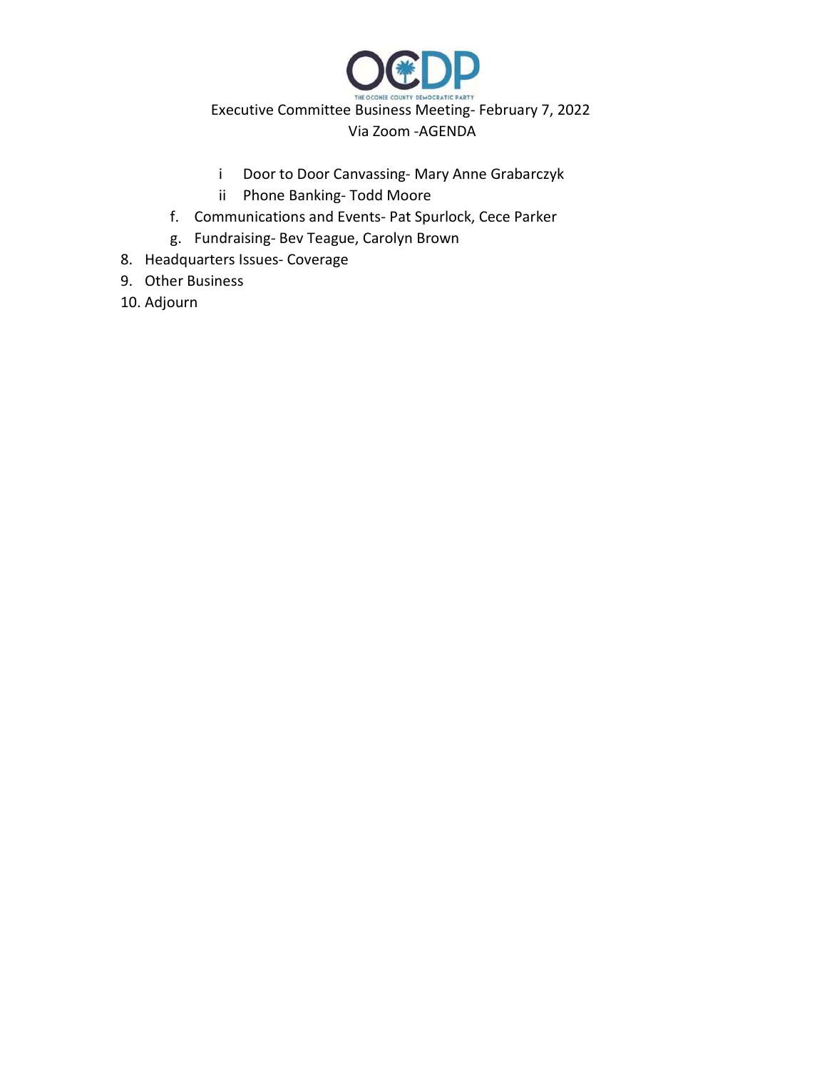Executive Committee Business Meeting- February 7, 2022
Via Zoom -AGENDA

        i   Door to Door Canvassing- Mary Anne Grabarczyk
        ii  Phone Banking- Todd Moore
    f. Communications and Events- Pat Spurlock, Cece Parker
    g. Fundraising- Bev Teague, Carolyn Brown

8. Headquarters Issues- Coverage
9. Other Business
10. Adjourn